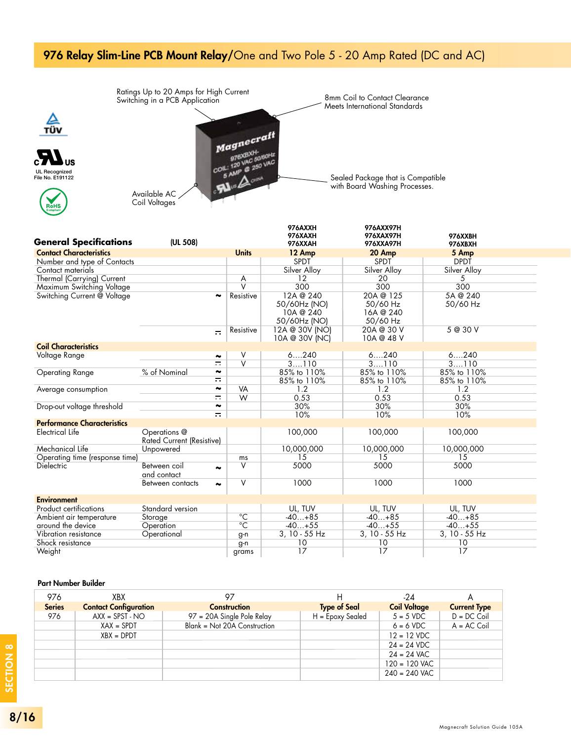# 976 Relay Slim-Line PCB Mount Relay/One and Two Pole 5 - 20 Amp Rated (DC and AC)

Ratings Up to 20 Amps for High Current Switching in a PCB Application

8mm Coil to Contact Clearance Meets International Standards

Sealed Package that is Compatible with Board Washing Processes.

Available AC Coil Voltages

UL Recognized File No. E191122

## General Specifications (UL 508)

| | | | Units | 976AXXH 976XAXH 976XXAH | 976AXX97H 976XAX97H 976XXA97H | 976XXBH 976XBXH |
|---|---|---|---|---|---|---|
| **Contact Characteristics** | | | | **12 Amp** | **20 Amp** | **5 Amp** |
| Number and type of Contacts | | | | SPDT | SPDT | DPDT |
| Contact materials | | | | Silver Alloy | Silver Alloy | Silver Alloy |
| Thermal (Carrying) Current | | | A | 12 | 20 | 5 |
| Maximum Switching Voltage | | | V | 300 | 300 | 300 |
| Switching Current @ Voltage | | ~ | Resistive | 12A @ 240 50/60Hz (NO) 10A @ 240 50/60Hz (NO) | 20A @ 125 50/60 Hz 16A @ 240 50/60 Hz | 5A @ 240 50/60 Hz |
| | | ⎓ | Resistive | 12A @ 30V (NO) 10A @ 30V (NC) | 20A @ 30 V 10A @ 48 V | 5 @ 30 V |
| **Coil Characteristics** | | | | | | |
| Voltage Range | | ~ | V | 6....240 | 6....240 | 6....240 |
| | | ⎓ | V | 3....110 | 3....110 | 3....110 |
| Operating Range | % of Nominal | ~ | | 85% to 110% | 85% to 110% | 85% to 110% |
| | | ⎓ | | 85% to 110% | 85% to 110% | 85% to 110% |
| Average consumption | | ~ | VA | 1.2 | 1.2 | 1.2 |
| | | ⎓ | W | 0.53 | 0.53 | 0.53 |
| Drop-out voltage threshold | | ~ | | 30% | 30% | 30% |
| | | ⎓ | | 10% | 10% | 10% |
| **Performance Characteristics** | | | | | | |
| Electrical Life | Operations @ Rated Current (Resistive) | | | 100,000 | 100,000 | 100,000 |
| Mechanical Life | Unpowered | | | 10,000,000 | 10,000,000 | 10,000,000 |
| Operating time (response time) | | | ms | 15 | 15 | 15 |
| Dielectric | Between coil and contact | ~ | V | 5000 | 5000 | 5000 |
| | Between contacts | ~ | V | 1000 | 1000 | 1000 |
| **Environment** | | | | | | |
| Product certifications | Standard version | | | UL, TUV | UL, TUV | UL, TUV |
| Ambient air temperature around the device | Storage | | °C | -40…+85 | -40…+85 | -40…+85 |
| | Operation | | °C | -40…+55 | -40…+55 | -40…+55 |
| Vibration resistance | Operational | | g-n | 3, 10 - 55 Hz | 3, 10 - 55 Hz | 3, 10 - 55 Hz |
| Shock resistance | | | g-n | 10 | 10 | 10 |
| Weight | | | grams | 17 | 17 | 17 |

### Part Number Builder

| 976 | XBX | 97 | H | -24 | A |
|---|---|---|---|---|---|
| **Series** | **Contact Configuration** | **Construction** | **Type of Seal** | **Coil Voltage** | **Current Type** |
| 976 | AXX = SPST - NO | 97 = 20A Single Pole Relay | H = Epoxy Sealed | 5 = 5 VDC | D = DC Coil |
| | XAX = SPDT | Blank = Not 20A Construction | | 6 = 6 VDC | A = AC Coil |
| | XBX = DPDT | | | 12 = 12 VDC | |
| | | | | 24 = 24 VDC | |
| | | | | 24 = 24 VAC | |
| | | | | 120 = 120 VAC | |
| | | | | 240 = 240 VAC | |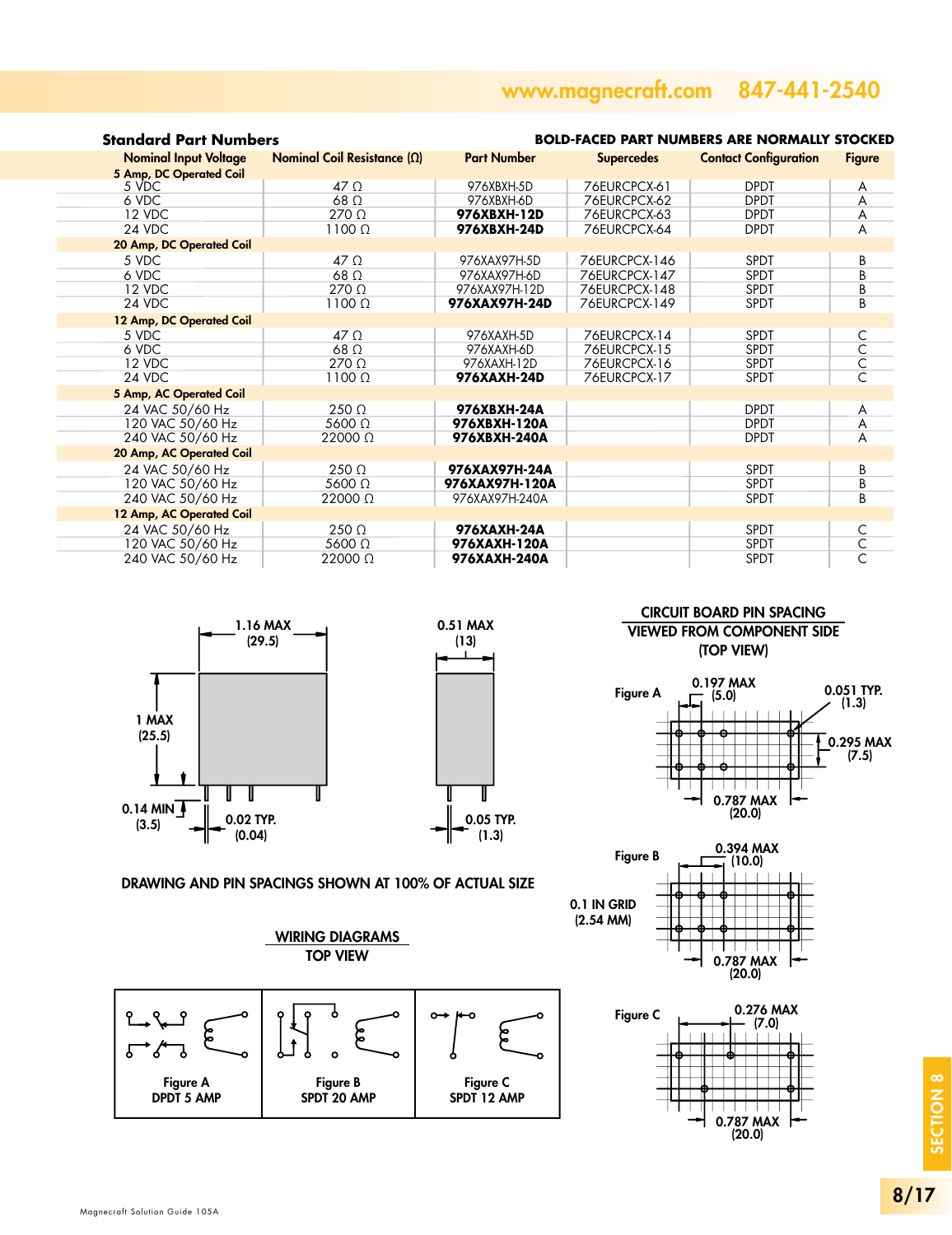## Standard Part Numbers

**BOLD-FACED PART NUMBERS ARE NORMALLY STOCKED**

| Nominal Input Voltage | Nominal Coil Resistance (Ω) | Part Number | Supercedes | Contact Configuration | Figure |
|---|---|---|---|---|---|
| **5 Amp, DC Operated Coil** | | | | | |
| 5 VDC | 47 Ω | 976XBXH-5D | 76EURCPCX-61 | DPDT | A |
| 6 VDC | 68 Ω | 976XBXH-6D | 76EURCPCX-62 | DPDT | A |
| 12 VDC | 270 Ω | **976XBXH-12D** | 76EURCPCX-63 | DPDT | A |
| 24 VDC | 1100 Ω | **976XBXH-24D** | 76EURCPCX-64 | DPDT | A |
| **20 Amp, DC Operated Coil** | | | | | |
| 5 VDC | 47 Ω | 976XAX97H-5D | 76EURCPCX-146 | SPDT | B |
| 6 VDC | 68 Ω | 976XAX97H-6D | 76EURCPCX-147 | SPDT | B |
| 12 VDC | 270 Ω | 976XAX97H-12D | 76EURCPCX-148 | SPDT | B |
| 24 VDC | 1100 Ω | **976XAX97H-24D** | 76EURCPCX-149 | SPDT | B |
| **12 Amp, DC Operated Coil** | | | | | |
| 5 VDC | 47 Ω | 976XAXH-5D | 76EURCPCX-14 | SPDT | C |
| 6 VDC | 68 Ω | 976XAXH-6D | 76EURCPCX-15 | SPDT | C |
| 12 VDC | 270 Ω | 976XAXH-12D | 76EURCPCX-16 | SPDT | C |
| 24 VDC | 1100 Ω | **976XAXH-24D** | 76EURCPCX-17 | SPDT | C |
| **5 Amp, AC Operated Coil** | | | | | |
| 24 VAC 50/60 Hz | 250 Ω | **976XBXH-24A** | | DPDT | A |
| 120 VAC 50/60 Hz | 5600 Ω | **976XBXH-120A** | | DPDT | A |
| 240 VAC 50/60 Hz | 22000 Ω | **976XBXH-240A** | | DPDT | A |
| **20 Amp, AC Operated Coil** | | | | | |
| 24 VAC 50/60 Hz | 250 Ω | **976XAX97H-24A** | | SPDT | B |
| 120 VAC 50/60 Hz | 5600 Ω | **976XAX97H-120A** | | SPDT | B |
| 240 VAC 50/60 Hz | 22000 Ω | 976XAX97H-240A | | SPDT | B |
| **12 Amp, AC Operated Coil** | | | | | |
| 24 VAC 50/60 Hz | 250 Ω | **976XAXH-24A** | | SPDT | C |
| 120 VAC 50/60 Hz | 5600 Ω | **976XAXH-120A** | | SPDT | C |
| 240 VAC 50/60 Hz | 22000 Ω | **976XAXH-240A** | | SPDT | C |

1.16 MAX (29.5)

0.51 MAX (13)

1 MAX (25.5)

0.14 MIN (3.5)

0.02 TYP. (0.04)

0.05 TYP. (1.3)

DRAWING AND PIN SPACINGS SHOWN AT 100% OF ACTUAL SIZE

### CIRCUIT BOARD PIN SPACING VIEWED FROM COMPONENT SIDE (TOP VIEW)

Figure A: 0.197 MAX (5.0); 0.051 TYP. (1.3); 0.295 MAX (7.5); 0.787 MAX (20.0)

Figure B: 0.394 MAX (10.0); 0.787 MAX (20.0)

0.1 IN GRID (2.54 MM)

Figure C: 0.276 MAX (7.0); 0.787 MAX (20.0)

### WIRING DIAGRAMS TOP VIEW

Figure A DPDT 5 AMP

Figure B SPDT 20 AMP

Figure C SPDT 12 AMP

Magnecraft Solution Guide 105A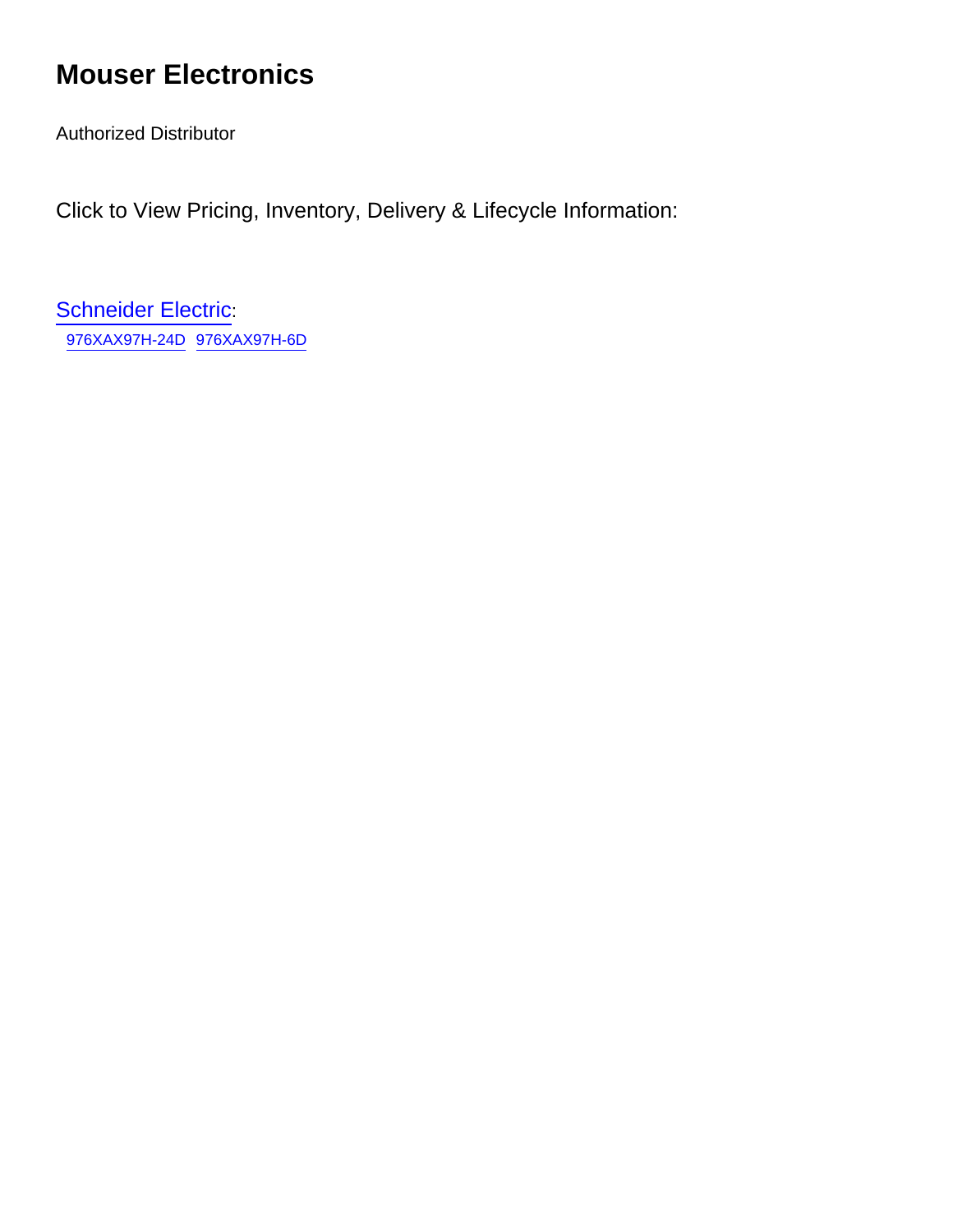# Mouser Electronics

Authorized Distributor

Click to View Pricing, Inventory, Delivery & Lifecycle Information:

Schneider Electric:

976XAX97H-24D 976XAX97H-6D